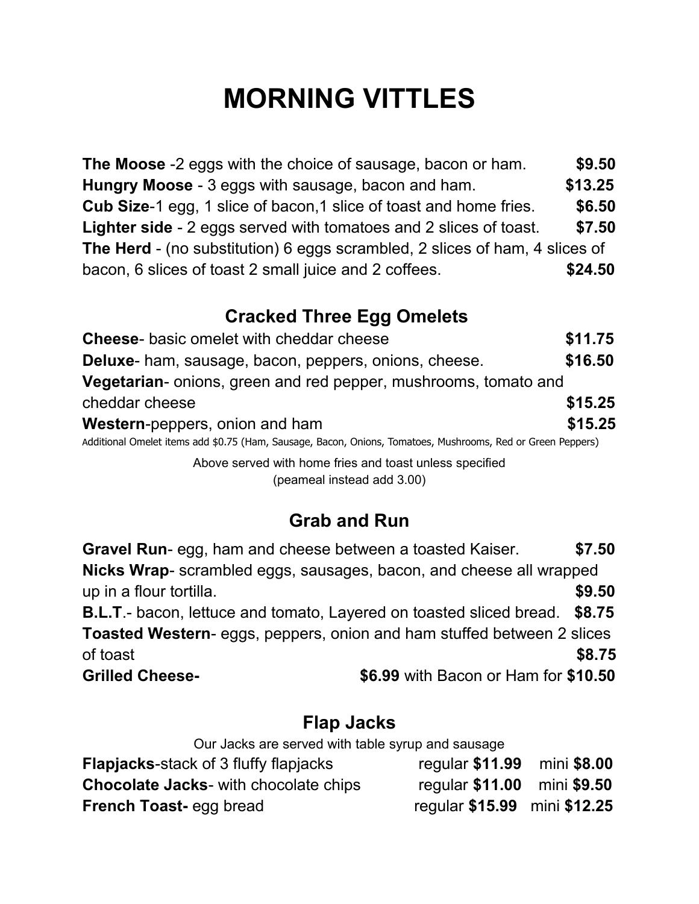# MORNING VITTLES

**The Moose** -2 eggs with the choice of sausage, bacon or ham. **$9.50**

**Hungry Moose** - 3 eggs with sausage, bacon and ham. **$13.25**

**Cub Size**-1 egg, 1 slice of bacon,1 slice of toast and home fries. **$6.50**

**Lighter side** - 2 eggs served with tomatoes and 2 slices of toast. **$7.50**

**The Herd** - (no substitution) 6 eggs scrambled, 2 slices of ham, 4 slices of bacon, 6 slices of toast 2 small juice and 2 coffees. **$24.50**

## Cracked Three Egg Omelets

**Cheese**- basic omelet with cheddar cheese **$11.75**

**Deluxe**- ham, sausage, bacon, peppers, onions, cheese. **$16.50**

**Vegetarian**- onions, green and red pepper, mushrooms, tomato and cheddar cheese **$15.25**

**Western**-peppers, onion and ham **$15.25**

Additional Omelet items add $0.75 (Ham, Sausage, Bacon, Onions, Tomatoes, Mushrooms, Red or Green Peppers)

Above served with home fries and toast unless specified
(peameal instead add 3.00)

## Grab and Run

**Gravel Run**- egg, ham and cheese between a toasted Kaiser. **$7.50**

**Nicks Wrap**- scrambled eggs, sausages, bacon, and cheese all wrapped up in a flour tortilla. **$9.50**

**B.L.T**.- bacon, lettuce and tomato, Layered on toasted sliced bread. **$8.75**

**Toasted Western**- eggs, peppers, onion and ham stuffed between 2 slices of toast **$8.75**

**Grilled Cheese-** **$6.99** with Bacon or Ham for **$10.50**

## Flap Jacks

Our Jacks are served with table syrup and sausage

**Flapjacks**-stack of 3 fluffy flapjacks regular **$11.99** mini **$8.00**

**Chocolate Jacks**- with chocolate chips regular **$11.00** mini **$9.50**

**French Toast-** egg bread regular **$15.99** mini **$12.25**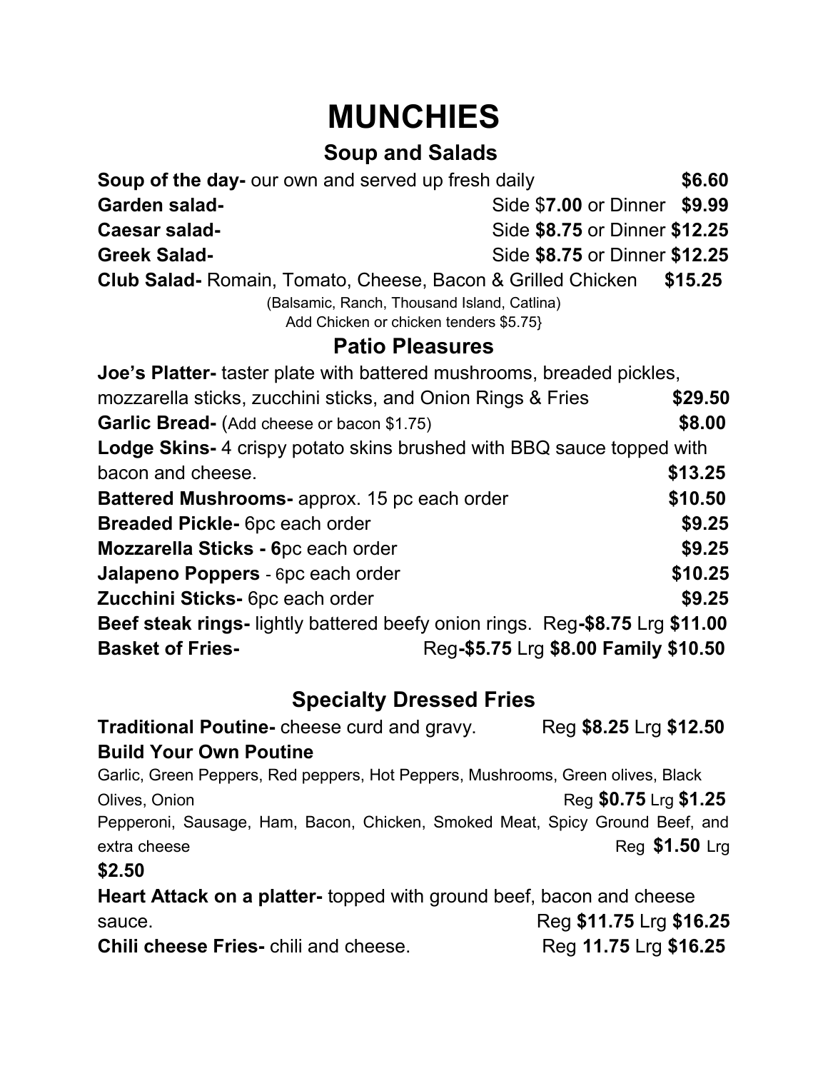# MUNCHIES

## Soup and Salads

**Soup of the day-** our own and served up fresh daily **$6.60**

**Garden salad-** Side $**7.00** or Dinner **$9.99**

**Caesar salad-** Side **$8.75** or Dinner **$12.25**

**Greek Salad-** Side **$8.75** or Dinner **$12.25**

**Club Salad-** Romain, Tomato, Cheese, Bacon & Grilled Chicken **$15.25**

(Balsamic, Ranch, Thousand Island, Catlina)

Add Chicken or chicken tenders $5.75}

## Patio Pleasures

**Joe's Platter-** taster plate with battered mushrooms, breaded pickles, mozzarella sticks, zucchini sticks, and Onion Rings & Fries **$29.50**

**Garlic Bread-** (Add cheese or bacon $1.75) **$8.00**

**Lodge Skins-** 4 crispy potato skins brushed with BBQ sauce topped with bacon and cheese. **$13.25**

**Battered Mushrooms-** approx. 15 pc each order **$10.50**

**Breaded Pickle-** 6pc each order **$9.25**

**Mozzarella Sticks - 6**pc each order **$9.25**

**Jalapeno Poppers** - 6pc each order **$10.25**

**Zucchini Sticks-** 6pc each order **$9.25**

**Beef steak rings-** lightly battered beefy onion rings. Reg**-$8.75** Lrg **$11.00**

**Basket of Fries-** Reg**-$5.75** Lrg **$8.00 Family $10.50**

## Specialty Dressed Fries

**Traditional Poutine-** cheese curd and gravy. Reg **$8.25** Lrg **$12.50**

**Build Your Own Poutine**

Garlic, Green Peppers, Red peppers, Hot Peppers, Mushrooms, Green olives, Black Olives, Onion Reg **$0.75** Lrg **$1.25**

Pepperoni, Sausage, Ham, Bacon, Chicken, Smoked Meat, Spicy Ground Beef, and extra cheese Reg **$1.50** Lrg **$2.50**

**Heart Attack on a platter-** topped with ground beef, bacon and cheese sauce. Reg **$11.75** Lrg **$16.25**

**Chili cheese Fries-** chili and cheese. Reg **11.75** Lrg **$16.25**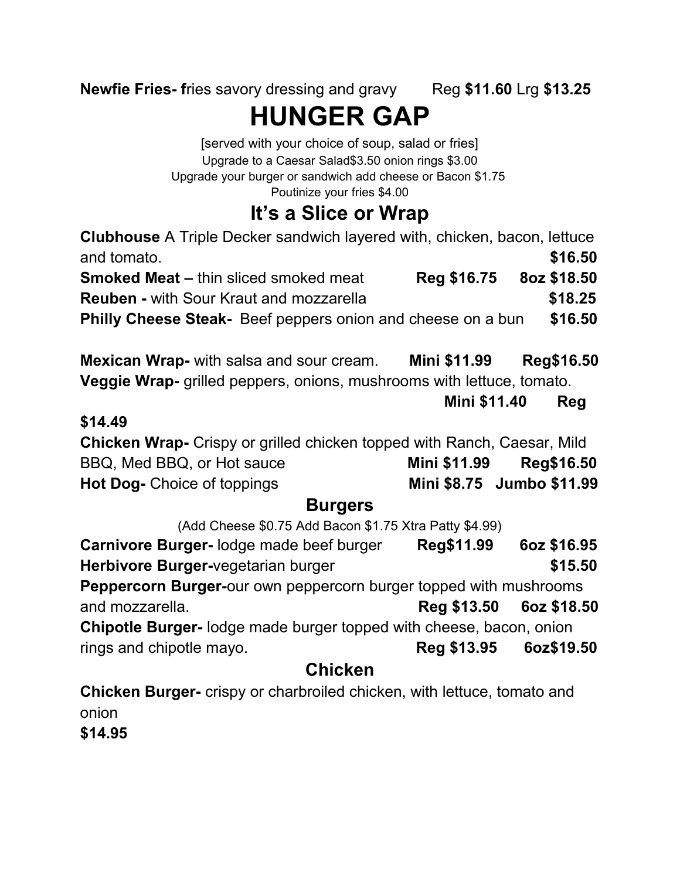**Newfie Fries- f**ries savory dressing and gravy Reg **$11.60** Lrg **$13.25**

# HUNGER GAP

[served with your choice of soup, salad or fries]
Upgrade to a Caesar Salad$3.50 onion rings $3.00
Upgrade your burger or sandwich add cheese or Bacon $1.75
Poutinize your fries $4.00

## It's a Slice or Wrap

**Clubhouse** A Triple Decker sandwich layered with, chicken, bacon, lettuce and tomato. **$16.50**
**Smoked Meat –** thin sliced smoked meat **Reg $16.75 8oz $18.50**
**Reuben -** with Sour Kraut and mozzarella **$18.25**
**Philly Cheese Steak-** Beef peppers onion and cheese on a bun **$16.50**

**Mexican Wrap-** with salsa and sour cream. **Mini $11.99 Reg$16.50**
**Veggie Wrap-** grilled peppers, onions, mushrooms with lettuce, tomato. **Mini $11.40 Reg $14.49**
**Chicken Wrap-** Crispy or grilled chicken topped with Ranch, Caesar, Mild BBQ, Med BBQ, or Hot sauce **Mini $11.99 Reg$16.50**
**Hot Dog-** Choice of toppings **Mini $8.75 Jumbo $11.99**

## Burgers

(Add Cheese $0.75 Add Bacon $1.75 Xtra Patty $4.99)

**Carnivore Burger-** lodge made beef burger **Reg$11.99 6oz $16.95**
**Herbivore Burger-**vegetarian burger **$15.50**
**Peppercorn Burger-**our own peppercorn burger topped with mushrooms and mozzarella. **Reg $13.50 6oz $18.50**
**Chipotle Burger-** lodge made burger topped with cheese, bacon, onion rings and chipotle mayo. **Reg $13.95 6oz$19.50**

## Chicken

**Chicken Burger-** crispy or charbroiled chicken, with lettuce, tomato and onion
**$14.95**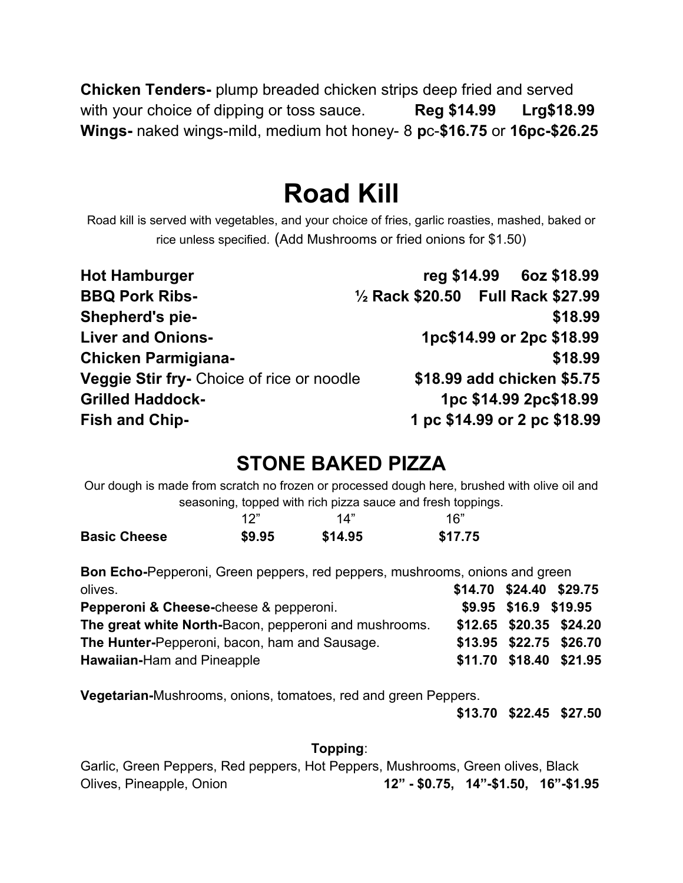**Chicken Tenders-** plump breaded chicken strips deep fried and served with your choice of dipping or toss sauce. **Reg $14.99 Lrg$18.99**
**Wings-** naked wings-mild, medium hot honey- 8 **p**c-**$16.75** or **16pc-$26.25**

# Road Kill

Road kill is served with vegetables, and your choice of fries, garlic roasties, mashed, baked or rice unless specified. (Add Mushrooms or fried onions for $1.50)

**Hot Hamburger** **reg $14.99 6oz $18.99**
**BBQ Pork Ribs-** **½ Rack $20.50 Full Rack $27.99**
**Shepherd's pie-** **$18.99**
**Liver and Onions-** **1pc$14.99 or 2pc $18.99**
**Chicken Parmigiana-** **$18.99**
**Veggie Stir fry-** Choice of rice or noodle **$18.99 add chicken $5.75**
**Grilled Haddock-** **1pc $14.99 2pc$18.99**
**Fish and Chip-** **1 pc $14.99 or 2 pc $18.99**

## STONE BAKED PIZZA

Our dough is made from scratch no frozen or processed dough here, brushed with olive oil and seasoning, topped with rich pizza sauce and fresh toppings.

| | 12" | 14" | 16" |
|---|---|---|---|
| **Basic Cheese** | **$9.95** | **$14.95** | **$17.75** |

| | | | |
|---|---|---|---|
| **Bon Echo-**Pepperoni, Green peppers, red peppers, mushrooms, onions and green olives. | **$14.70** | **$24.40** | **$29.75** |
| **Pepperoni & Cheese-**cheese & pepperoni. | **$9.95** | **$16.9** | **$19.95** |
| **The great white North-**Bacon, pepperoni and mushrooms. | **$12.65** | **$20.35** | **$24.20** |
| **The Hunter-**Pepperoni, bacon, ham and Sausage. | **$13.95** | **$22.75** | **$26.70** |
| **Hawaiian-**Ham and Pineapple | **$11.70** | **$18.40** | **$21.95** |
| **Vegetarian-**Mushrooms, onions, tomatoes, red and green Peppers. | **$13.70** | **$22.45** | **$27.50** |

**Topping**:
Garlic, Green Peppers, Red peppers, Hot Peppers, Mushrooms, Green olives, Black Olives, Pineapple, Onion **12" - $0.75, 14"-$1.50, 16"-$1.95**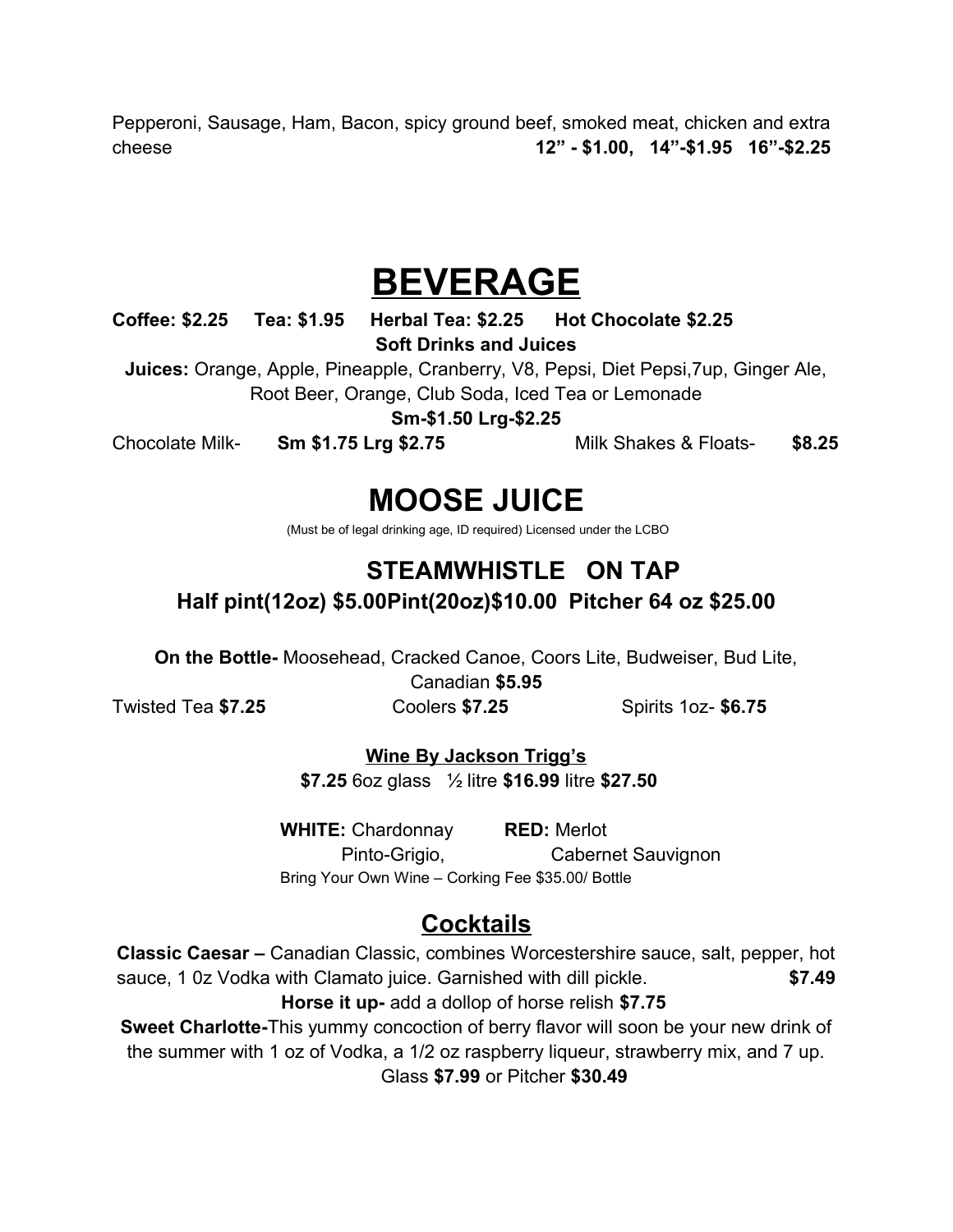Pepperoni, Sausage, Ham, Bacon, spicy ground beef, smoked meat, chicken and extra cheese **12" - $1.00, 14"-$1.95 16"-$2.25**

# BEVERAGE

**Coffee: $2.25 Tea: $1.95 Herbal Tea: $2.25 Hot Chocolate $2.25**

**Soft Drinks and Juices**

**Juices:** Orange, Apple, Pineapple, Cranberry, V8, Pepsi, Diet Pepsi,7up, Ginger Ale, Root Beer, Orange, Club Soda, Iced Tea or Lemonade

**Sm-$1.50 Lrg-$2.25**

Chocolate Milk- **Sm $1.75 Lrg $2.75** Milk Shakes & Floats- **$8.25**

# MOOSE JUICE

(Must be of legal drinking age, ID required) Licensed under the LCBO

## STEAMWHISTLE ON TAP

**Half pint(12oz) $5.00Pint(20oz)$10.00 Pitcher 64 oz $25.00**

**On the Bottle-** Moosehead, Cracked Canoe, Coors Lite, Budweiser, Bud Lite, Canadian **$5.95**

Twisted Tea **$7.25** Coolers **$7.25** Spirits 1oz- **$6.75**

**Wine By Jackson Trigg's**

**$7.25** 6oz glass ½ litre **$16.99** litre **$27.50**

**WHITE:** Chardonnay, Pinto-Grigio,

**RED:** Merlot, Cabernet Sauvignon

Bring Your Own Wine – Corking Fee $35.00/ Bottle

## Cocktails

**Classic Caesar –** Canadian Classic, combines Worcestershire sauce, salt, pepper, hot sauce, 1 0z Vodka with Clamato juice. Garnished with dill pickle. **$7.49**

**Horse it up-** add a dollop of horse relish **$7.75**

**Sweet Charlotte-**This yummy concoction of berry flavor will soon be your new drink of the summer with 1 oz of Vodka, a 1/2 oz raspberry liqueur, strawberry mix, and 7 up. Glass **$7.99** or Pitcher **$30.49**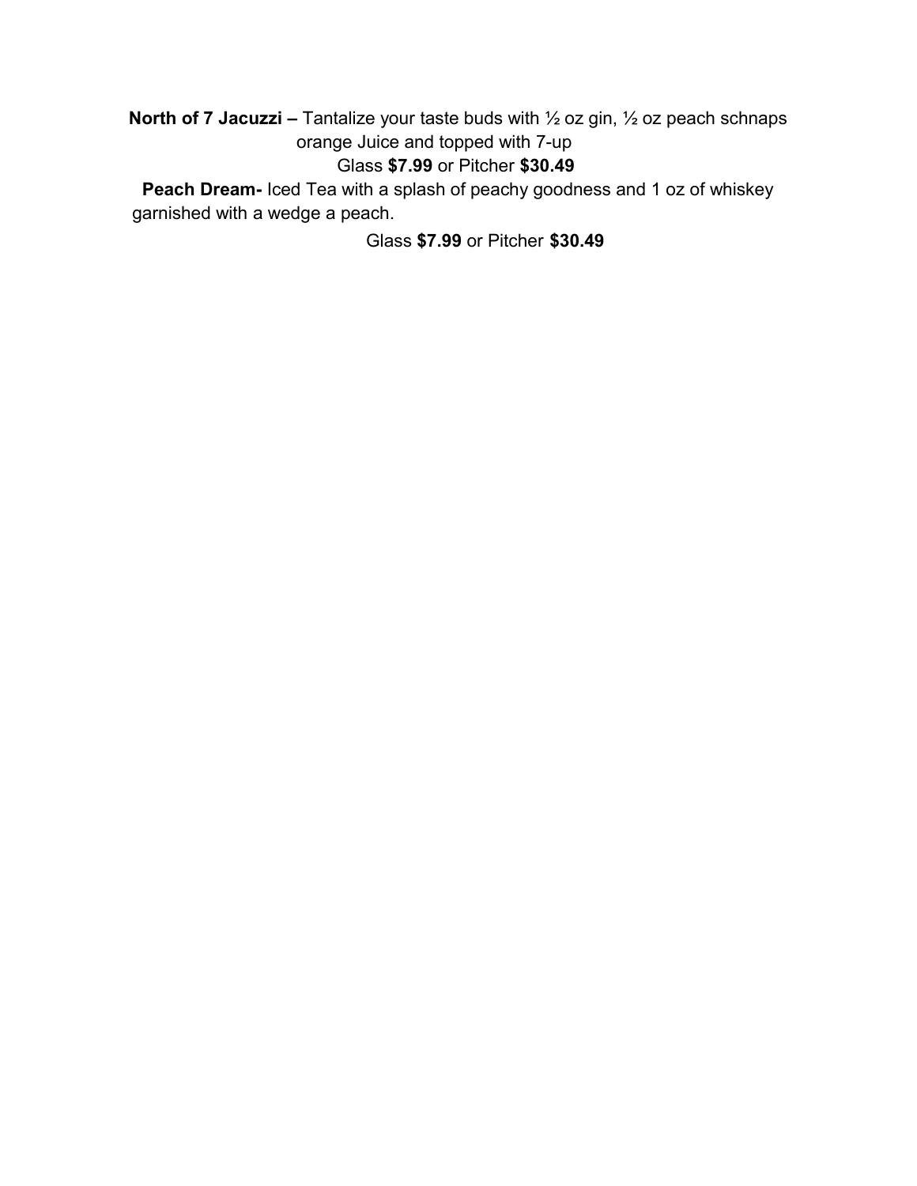**North of 7 Jacuzzi –** Tantalize your taste buds with ½ oz gin, ½ oz peach schnaps orange Juice and topped with 7-up

Glass **$7.99** or Pitcher **$30.49**

**Peach Dream-** Iced Tea with a splash of peachy goodness and 1 oz of whiskey garnished with a wedge a peach.

Glass **$7.99** or Pitcher **$30.49**